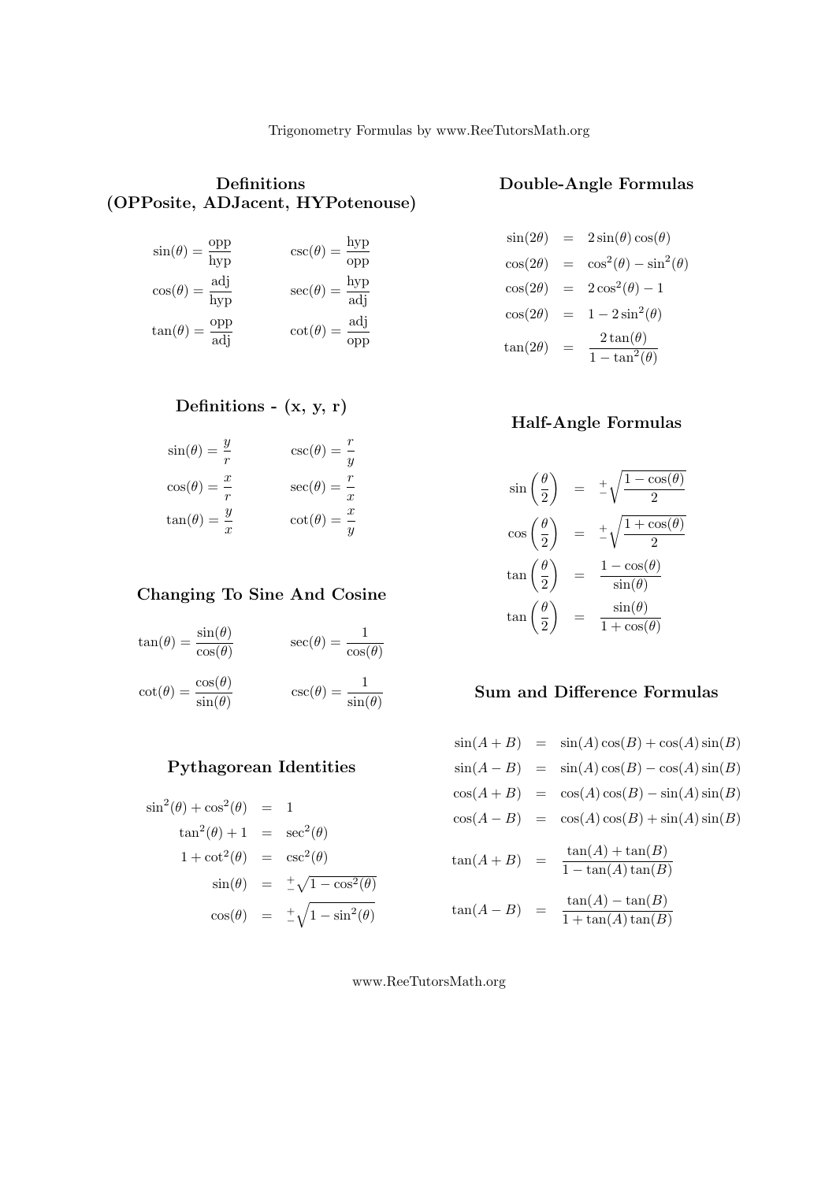# Trigonometry Formulas by www.ReeTutorsMath.org

## Definitions (OPPosite, ADJacent, HYPotenuse)

$$\sin(\theta) = \frac{\text{opp}}{\text{hyp}} \qquad \csc(\theta) = \frac{\text{hyp}}{\text{opp}}$$

$$\cos(\theta) = \frac{\text{adj}}{\text{hyp}} \qquad \sec(\theta) = \frac{\text{hyp}}{\text{adj}}$$

$$\tan(\theta) = \frac{\text{opp}}{\text{adj}} \qquad \cot(\theta) = \frac{\text{adj}}{\text{opp}}$$

## Definitions - (x, y, r)

$$\sin(\theta) = \frac{y}{r} \qquad \csc(\theta) = \frac{r}{y}$$

$$\cos(\theta) = \frac{x}{r} \qquad \sec(\theta) = \frac{r}{x}$$

$$\tan(\theta) = \frac{y}{x} \qquad \cot(\theta) = \frac{x}{y}$$

## Changing To Sine And Cosine

$$\tan(\theta) = \frac{\sin(\theta)}{\cos(\theta)} \qquad \sec(\theta) = \frac{1}{\cos(\theta)}$$

$$\cot(\theta) = \frac{\cos(\theta)}{\sin(\theta)} \qquad \csc(\theta) = \frac{1}{\sin(\theta)}$$

## Pythagorean Identities

$$\sin^2(\theta) + \cos^2(\theta) = 1$$

$$\tan^2(\theta) + 1 = \sec^2(\theta)$$

$$1 + \cot^2(\theta) = \csc^2(\theta)$$

$$\sin(\theta) = \pm\sqrt{1 - \cos^2(\theta)}$$

$$\cos(\theta) = \pm\sqrt{1 - \sin^2(\theta)}$$

## Double-Angle Formulas

$$\sin(2\theta) = 2\sin(\theta)\cos(\theta)$$

$$\cos(2\theta) = \cos^2(\theta) - \sin^2(\theta)$$

$$\cos(2\theta) = 2\cos^2(\theta) - 1$$

$$\cos(2\theta) = 1 - 2\sin^2(\theta)$$

$$\tan(2\theta) = \frac{2\tan(\theta)}{1 - \tan^2(\theta)}$$

## Half-Angle Formulas

$$\sin\left(\frac{\theta}{2}\right) = \pm\sqrt{\frac{1 - \cos(\theta)}{2}}$$

$$\cos\left(\frac{\theta}{2}\right) = \pm\sqrt{\frac{1 + \cos(\theta)}{2}}$$

$$\tan\left(\frac{\theta}{2}\right) = \frac{1 - \cos(\theta)}{\sin(\theta)}$$

$$\tan\left(\frac{\theta}{2}\right) = \frac{\sin(\theta)}{1 + \cos(\theta)}$$

## Sum and Difference Formulas

$$\sin(A + B) = \sin(A)\cos(B) + \cos(A)\sin(B)$$

$$\sin(A - B) = \sin(A)\cos(B) - \cos(A)\sin(B)$$

$$\cos(A + B) = \cos(A)\cos(B) - \sin(A)\sin(B)$$

$$\cos(A - B) = \cos(A)\cos(B) + \sin(A)\sin(B)$$

$$\tan(A + B) = \frac{\tan(A) + \tan(B)}{1 - \tan(A)\tan(B)}$$

$$\tan(A - B) = \frac{\tan(A) - \tan(B)}{1 + \tan(A)\tan(B)}$$

www.ReeTutorsMath.org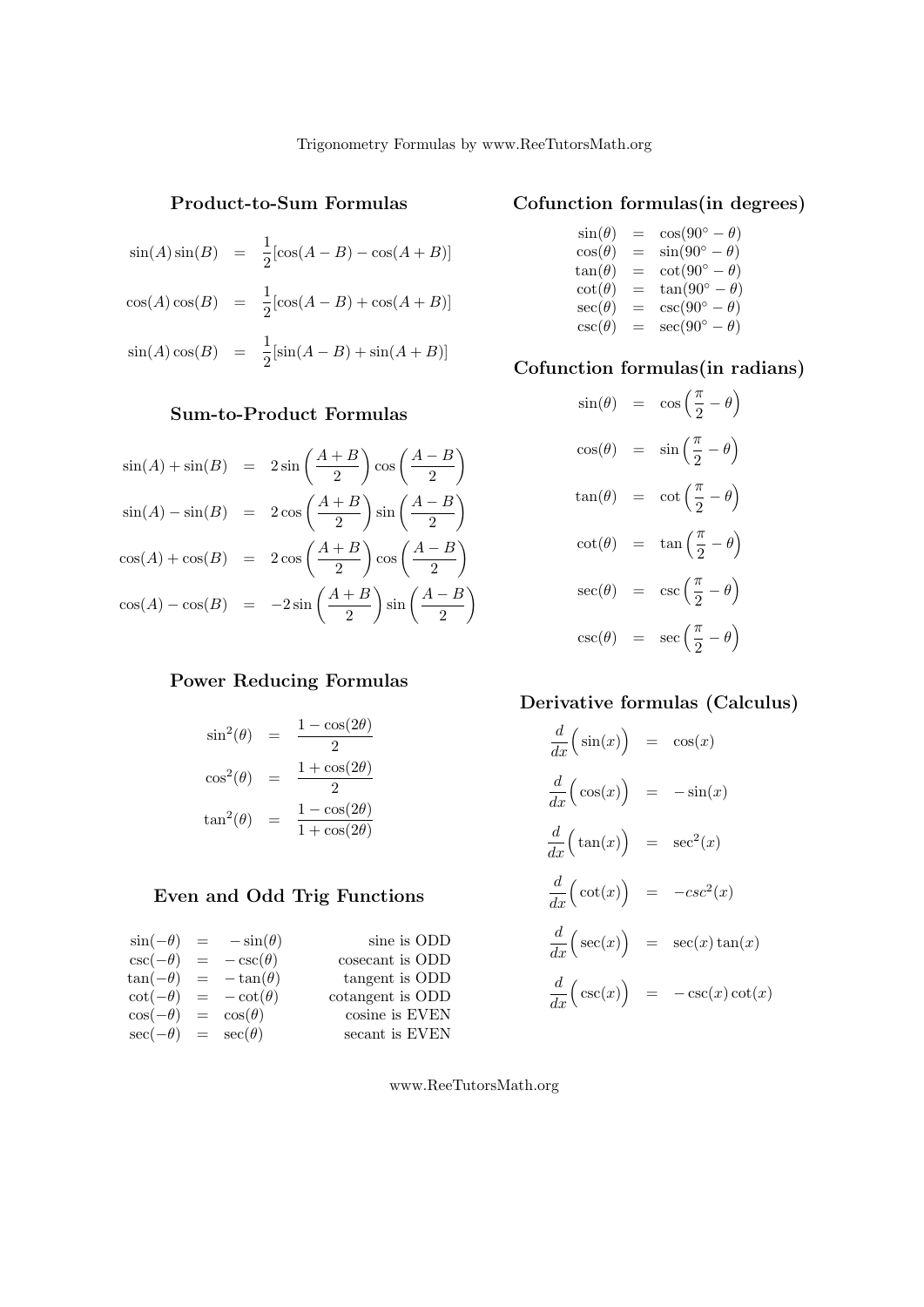## Product-to-Sum Formulas

$$\sin(A)\sin(B) = \frac{1}{2}[\cos(A-B) - \cos(A+B)]$$

$$\cos(A)\cos(B) = \frac{1}{2}[\cos(A-B) + \cos(A+B)]$$

$$\sin(A)\cos(B) = \frac{1}{2}[\sin(A-B) + \sin(A+B)]$$

## Sum-to-Product Formulas

$$\sin(A) + \sin(B) = 2\sin\left(\frac{A+B}{2}\right)\cos\left(\frac{A-B}{2}\right)$$

$$\sin(A) - \sin(B) = 2\cos\left(\frac{A+B}{2}\right)\sin\left(\frac{A-B}{2}\right)$$

$$\cos(A) + \cos(B) = 2\cos\left(\frac{A+B}{2}\right)\cos\left(\frac{A-B}{2}\right)$$

$$\cos(A) - \cos(B) = -2\sin\left(\frac{A+B}{2}\right)\sin\left(\frac{A-B}{2}\right)$$

## Power Reducing Formulas

$$\sin^2(\theta) = \frac{1-\cos(2\theta)}{2}$$

$$\cos^2(\theta) = \frac{1+\cos(2\theta)}{2}$$

$$\tan^2(\theta) = \frac{1-\cos(2\theta)}{1+\cos(2\theta)}$$

## Even and Odd Trig Functions

| | |
|---|---|
| $\sin(-\theta) = -\sin(\theta)$ | sine is ODD |
| $\csc(-\theta) = -\csc(\theta)$ | cosecant is ODD |
| $\tan(-\theta) = -\tan(\theta)$ | tangent is ODD |
| $\cot(-\theta) = -\cot(\theta)$ | cotangent is ODD |
| $\cos(-\theta) = \cos(\theta)$ | cosine is EVEN |
| $\sec(-\theta) = \sec(\theta)$ | secant is EVEN |

## Cofunction formulas(in degrees)

$$\sin(\theta) = \cos(90^\circ - \theta)$$
$$\cos(\theta) = \sin(90^\circ - \theta)$$
$$\tan(\theta) = \cot(90^\circ - \theta)$$
$$\cot(\theta) = \tan(90^\circ - \theta)$$
$$\sec(\theta) = \csc(90^\circ - \theta)$$
$$\csc(\theta) = \sec(90^\circ - \theta)$$

## Cofunction formulas(in radians)

$$\sin(\theta) = \cos\left(\frac{\pi}{2} - \theta\right)$$

$$\cos(\theta) = \sin\left(\frac{\pi}{2} - \theta\right)$$

$$\tan(\theta) = \cot\left(\frac{\pi}{2} - \theta\right)$$

$$\cot(\theta) = \tan\left(\frac{\pi}{2} - \theta\right)$$

$$\sec(\theta) = \csc\left(\frac{\pi}{2} - \theta\right)$$

$$\csc(\theta) = \sec\left(\frac{\pi}{2} - \theta\right)$$

## Derivative formulas (Calculus)

$$\frac{d}{dx}\Big(\sin(x)\Big) = \cos(x)$$

$$\frac{d}{dx}\Big(\cos(x)\Big) = -\sin(x)$$

$$\frac{d}{dx}\Big(\tan(x)\Big) = \sec^2(x)$$

$$\frac{d}{dx}\Big(\cot(x)\Big) = -csc^2(x)$$

$$\frac{d}{dx}\Big(\sec(x)\Big) = \sec(x)\tan(x)$$

$$\frac{d}{dx}\Big(\csc(x)\Big) = -\csc(x)\cot(x)$$